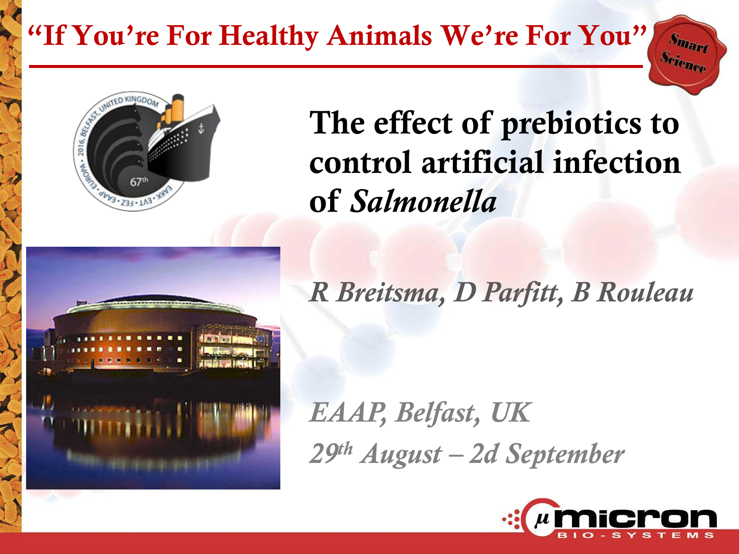"If You're For Healthy Animals We're For You"

Smart Science

# The effect of prebiotics to control artificial infection of *Salmonella*

*R Breitsma, D Parfitt, B Rouleau*

*EAAP, Belfast, UK*

*29th August – 2d September*

μmicron BIO-SYSTEMS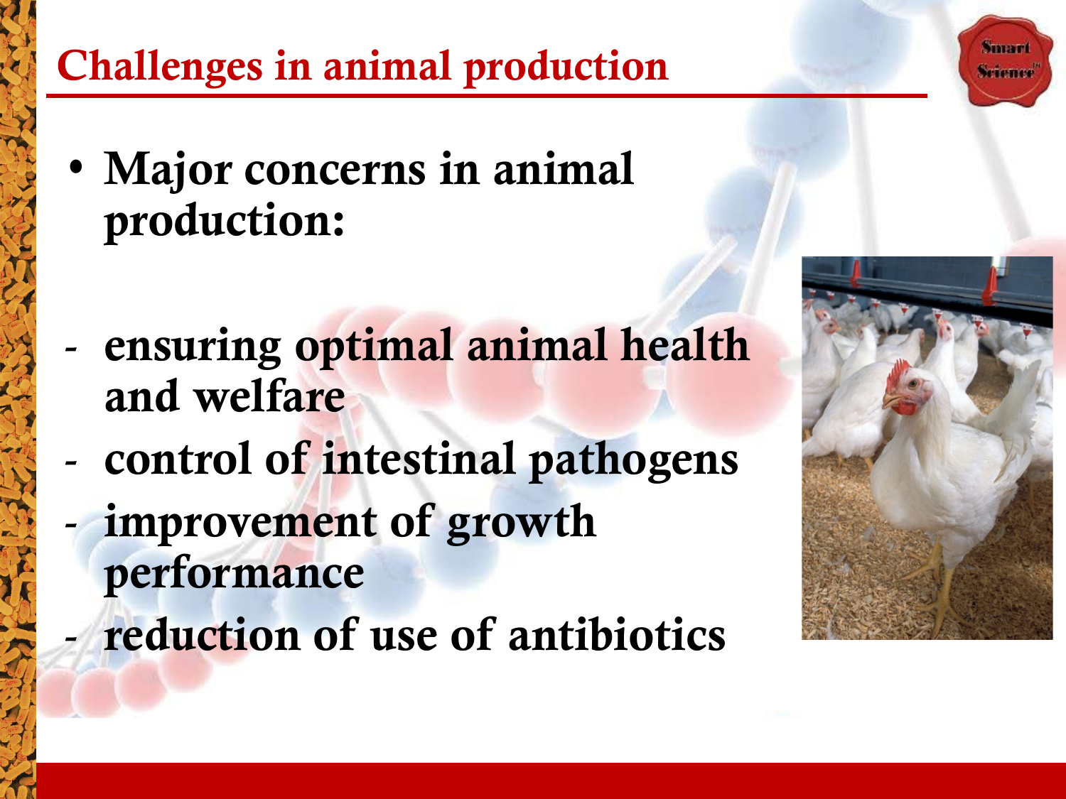# Challenges in animal production

- Major concerns in animal production:
  - ensuring optimal animal health and welfare
  - control of intestinal pathogens
  - improvement of growth performance
  - reduction of use of antibiotics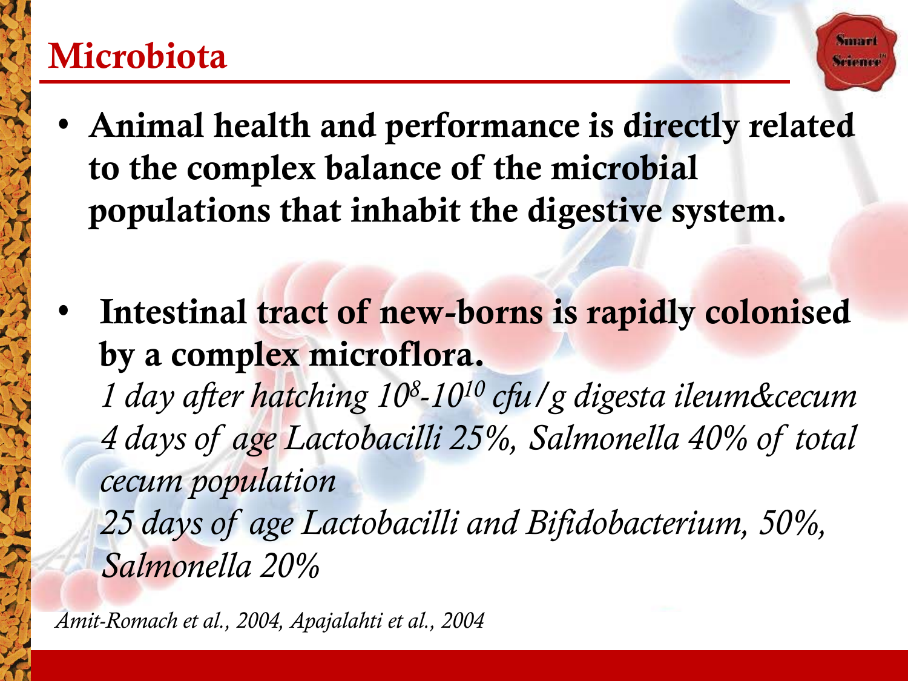# Microbiota

- **Animal health and performance is directly related to the complex balance of the microbial populations that inhabit the digestive system.**

- **Intestinal tract of new-borns is rapidly colonised by a complex microflora.**
  *1 day after hatching $10^{8}$-$10^{10}$ cfu/g digesta ileum&cecum*
  *4 days of age Lactobacilli 25%, Salmonella 40% of total cecum population*
  *25 days of age Lactobacilli and Bifidobacterium, 50%, Salmonella 20%*

*Amit-Romach et al., 2004, Apajalahti et al., 2004*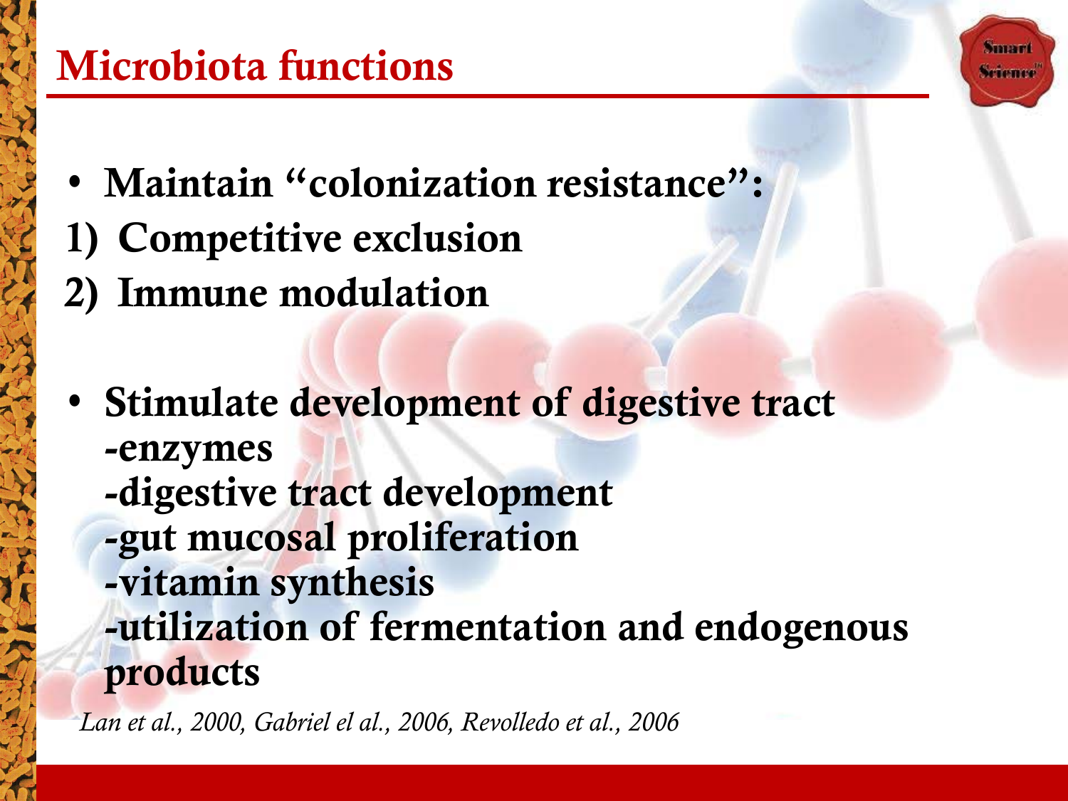# Microbiota functions

- **Maintain "colonization resistance":**

**1) Competitive exclusion**

**2) Immune modulation**

- **Stimulate development of digestive tract**
  **-enzymes**
  **-digestive tract development**
  **-gut mucosal proliferation**
  **-vitamin synthesis**
  **-utilization of fermentation and endogenous products**

*Lan et al., 2000, Gabriel el al., 2006, Revolledo et al., 2006*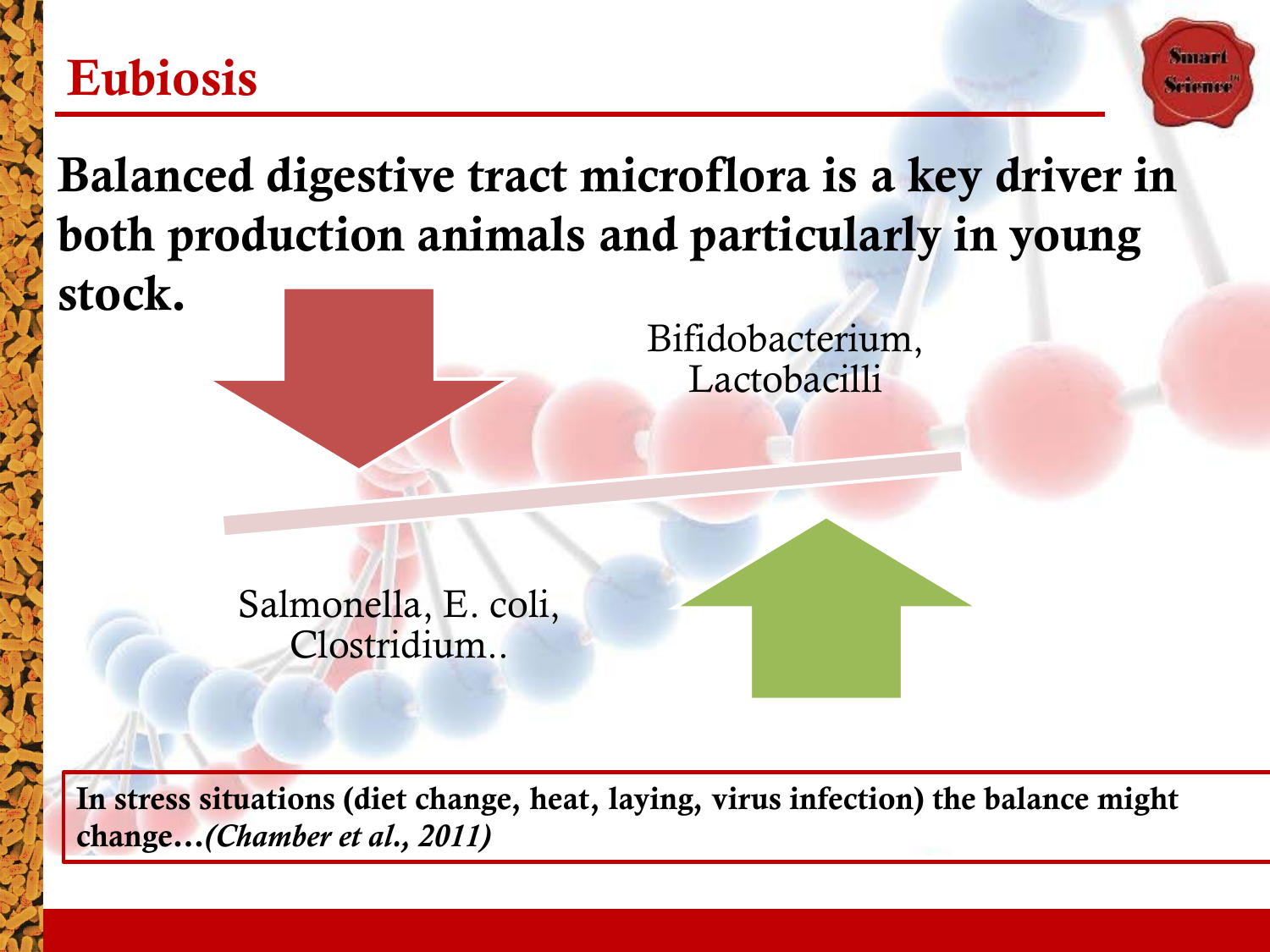# Eubiosis

**Balanced digestive tract microflora is a key driver in both production animals and particularly in young stock.**

Bifidobacterium, Lactobacilli

Salmonella, E. coli, Clostridium..

**In stress situations (diet change, heat, laying, virus infection) the balance might change…*(Chamber et al., 2011)***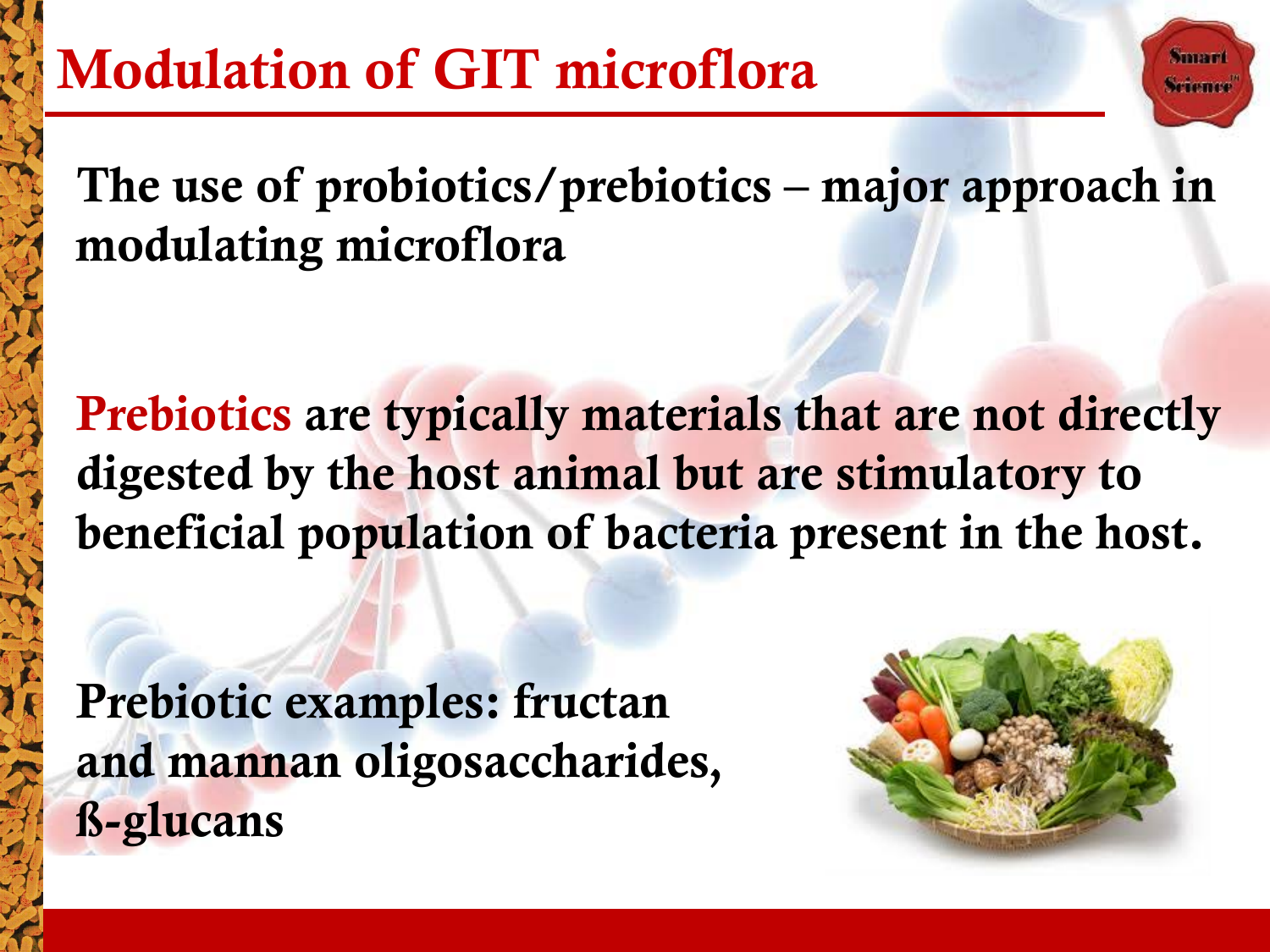# Modulation of GIT microflora

The use of probiotics/prebiotics – major approach in modulating microflora

**Prebiotics** are typically materials that are not directly digested by the host animal but are stimulatory to beneficial population of bacteria present in the host.

Prebiotic examples: fructan and mannan oligosaccharides, ß-glucans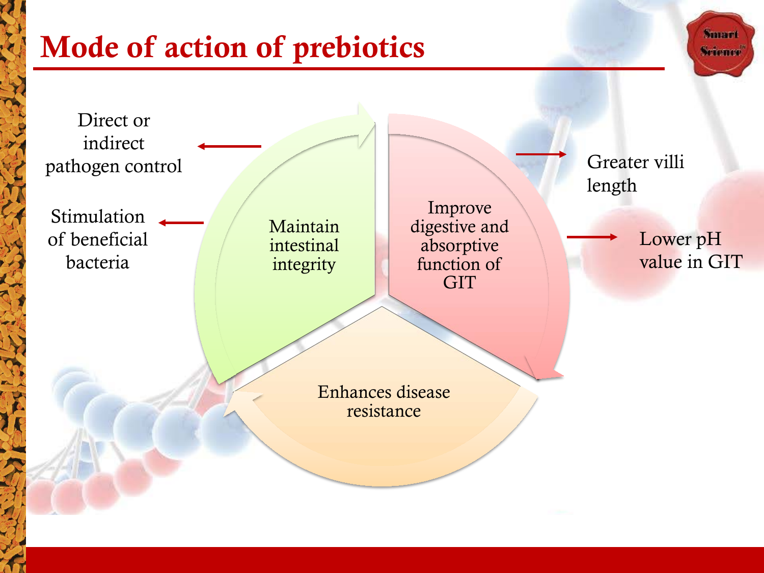# Mode of action of prebiotics

- Maintain intestinal integrity
  - Direct or indirect pathogen control
  - Stimulation of beneficial bacteria
- Improve digestive and absorptive function of GIT
  - Greater villi length
  - Lower pH value in GIT
- Enhances disease resistance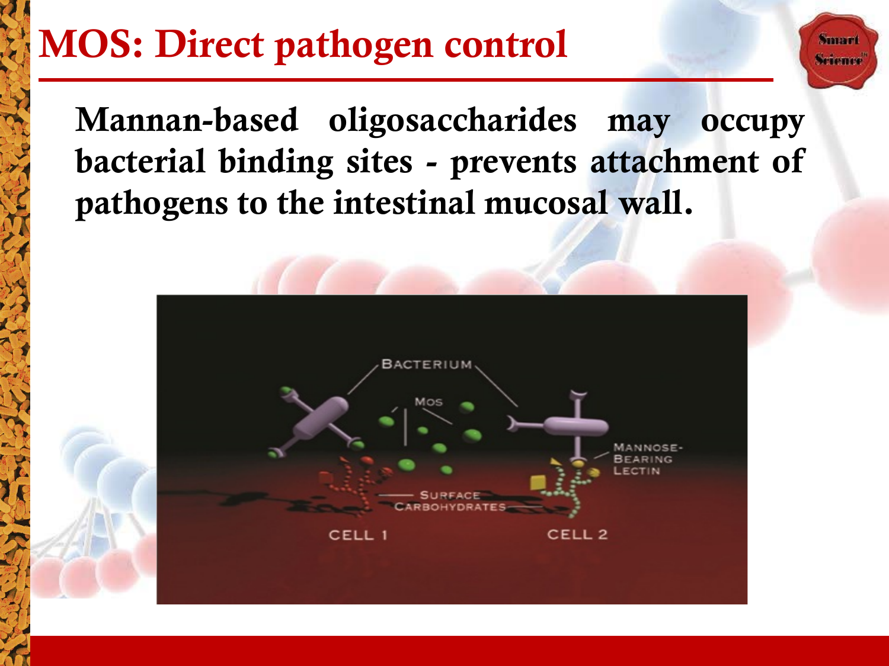# MOS: Direct pathogen control

**Mannan-based oligosaccharides may occupy bacterial binding sites - prevents attachment of pathogens to the intestinal mucosal wall.**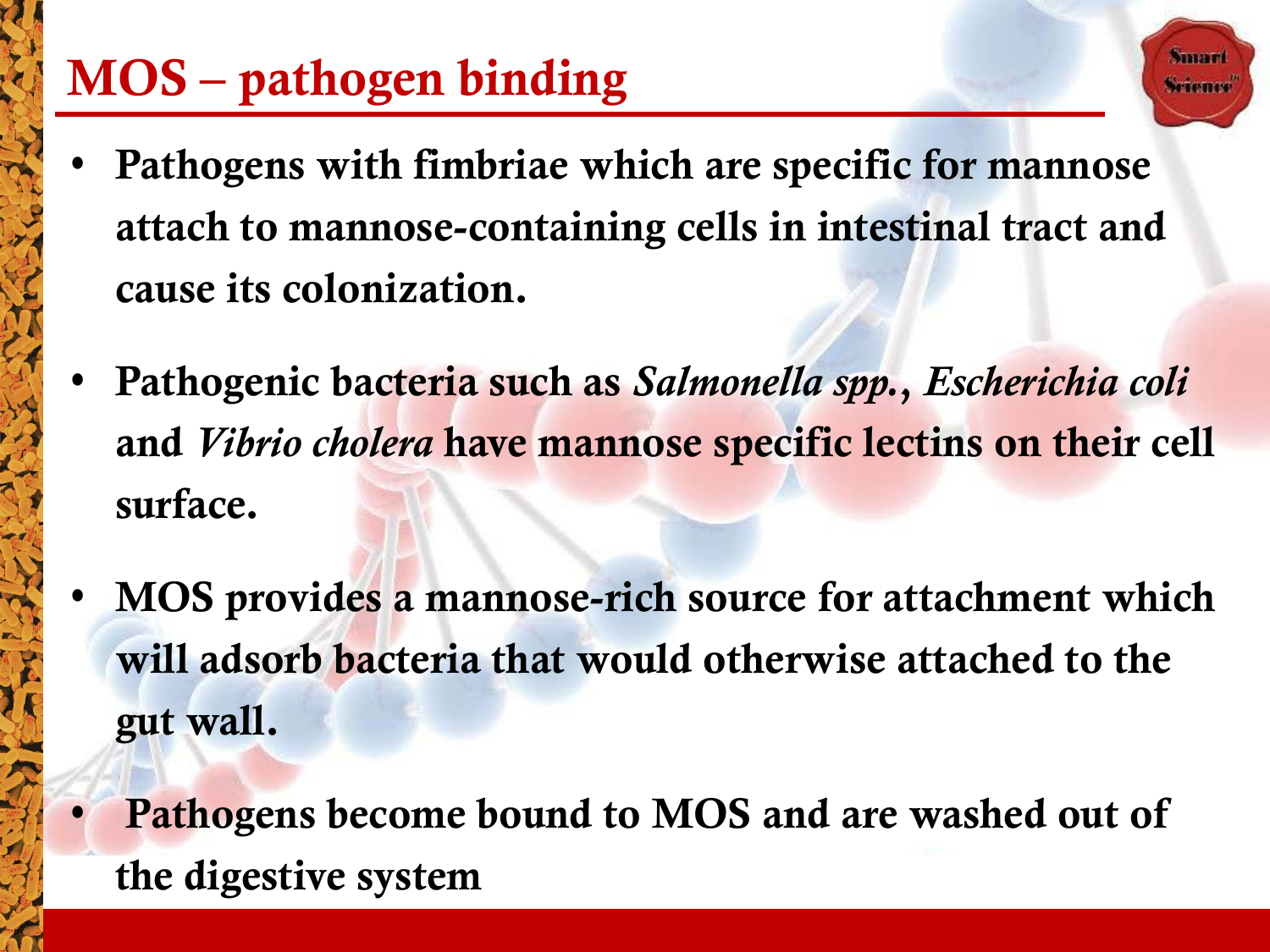# MOS – pathogen binding

- **Pathogens with fimbriae which are specific for mannose attach to mannose-containing cells in intestinal tract and cause its colonization.**
- **Pathogenic bacteria such as *Salmonella spp.*, *Escherichia coli* and *Vibrio cholera* have mannose specific lectins on their cell surface.**
- **MOS provides a mannose-rich source for attachment which will adsorb bacteria that would otherwise attached to the gut wall.**
- **Pathogens become bound to MOS and are washed out of the digestive system**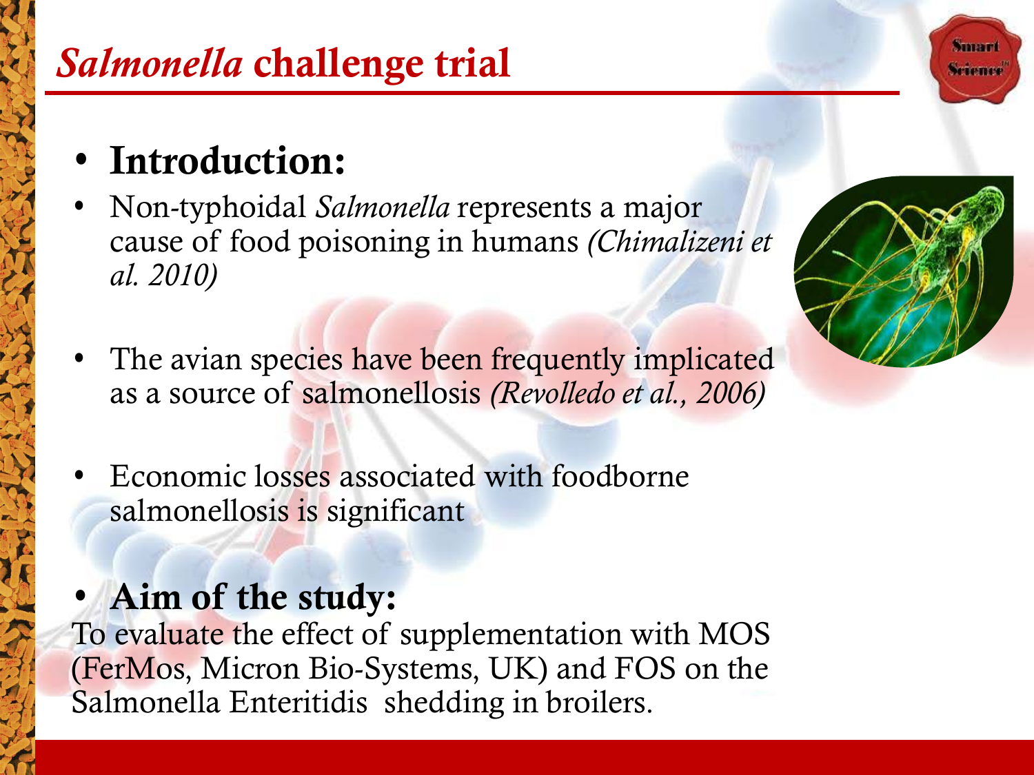# *Salmonella* challenge trial

- **Introduction:**
- Non-typhoidal *Salmonella* represents a major cause of food poisoning in humans *(Chimalizeni et al. 2010)*
- The avian species have been frequently implicated as a source of salmonellosis *(Revolledo et al., 2006)*
- Economic losses associated with foodborne salmonellosis is significant
- **Aim of the study:**

To evaluate the effect of supplementation with MOS (FerMos, Micron Bio-Systems, UK) and FOS on the Salmonella Enteritidis shedding in broilers.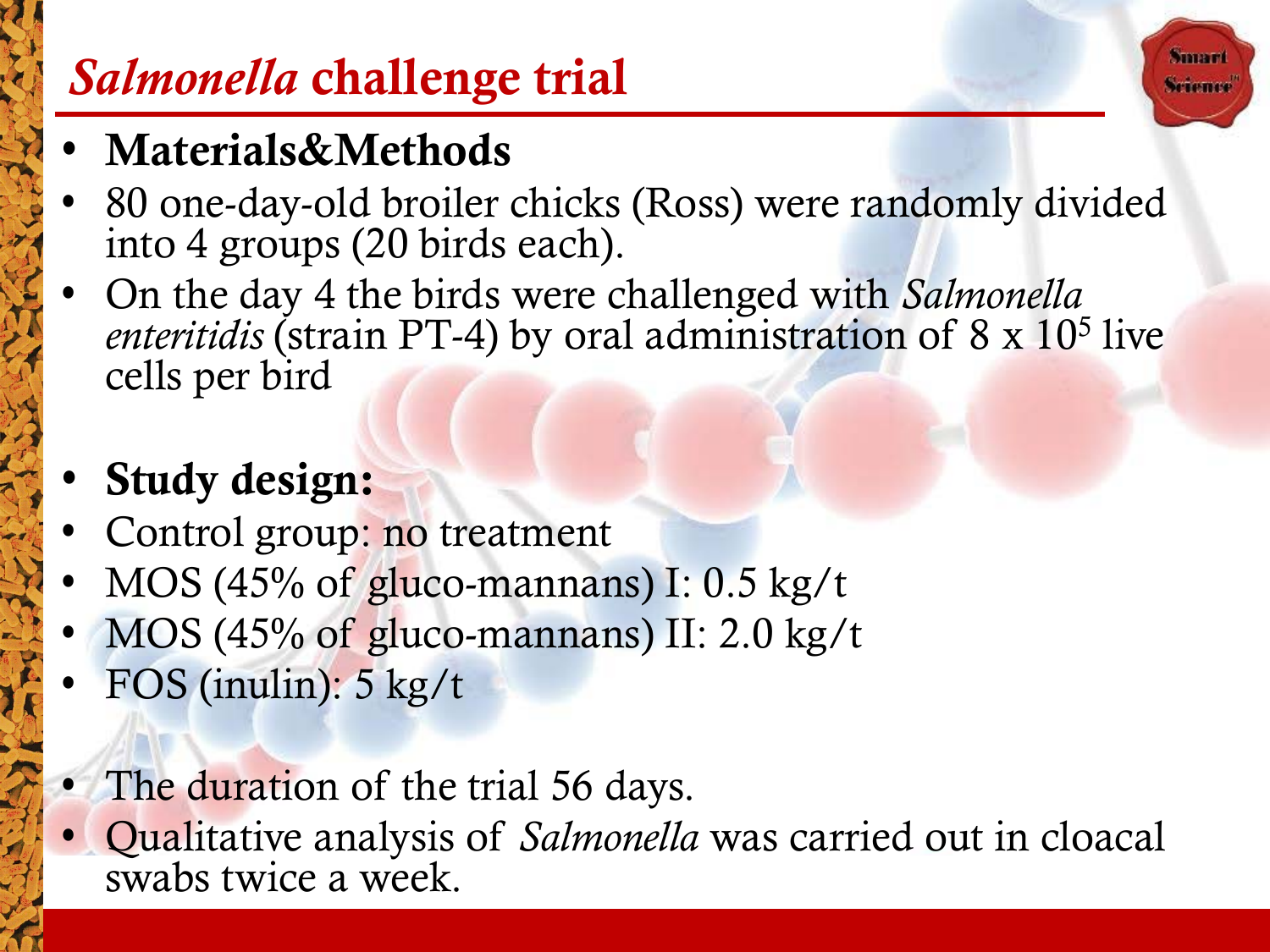# *Salmonella* challenge trial

- **Materials&Methods**
- 80 one-day-old broiler chicks (Ross) were randomly divided into 4 groups (20 birds each).
- On the day 4 the birds were challenged with *Salmonella enteritidis* (strain PT-4) by oral administration of $8 \times 10^5$ live cells per bird

- **Study design:**
- Control group: no treatment
- MOS (45% of gluco-mannans) I: 0.5 kg/t
- MOS (45% of gluco-mannans) II: 2.0 kg/t
- FOS (inulin): 5 kg/t

- The duration of the trial 56 days.
- Qualitative analysis of *Salmonella* was carried out in cloacal swabs twice a week.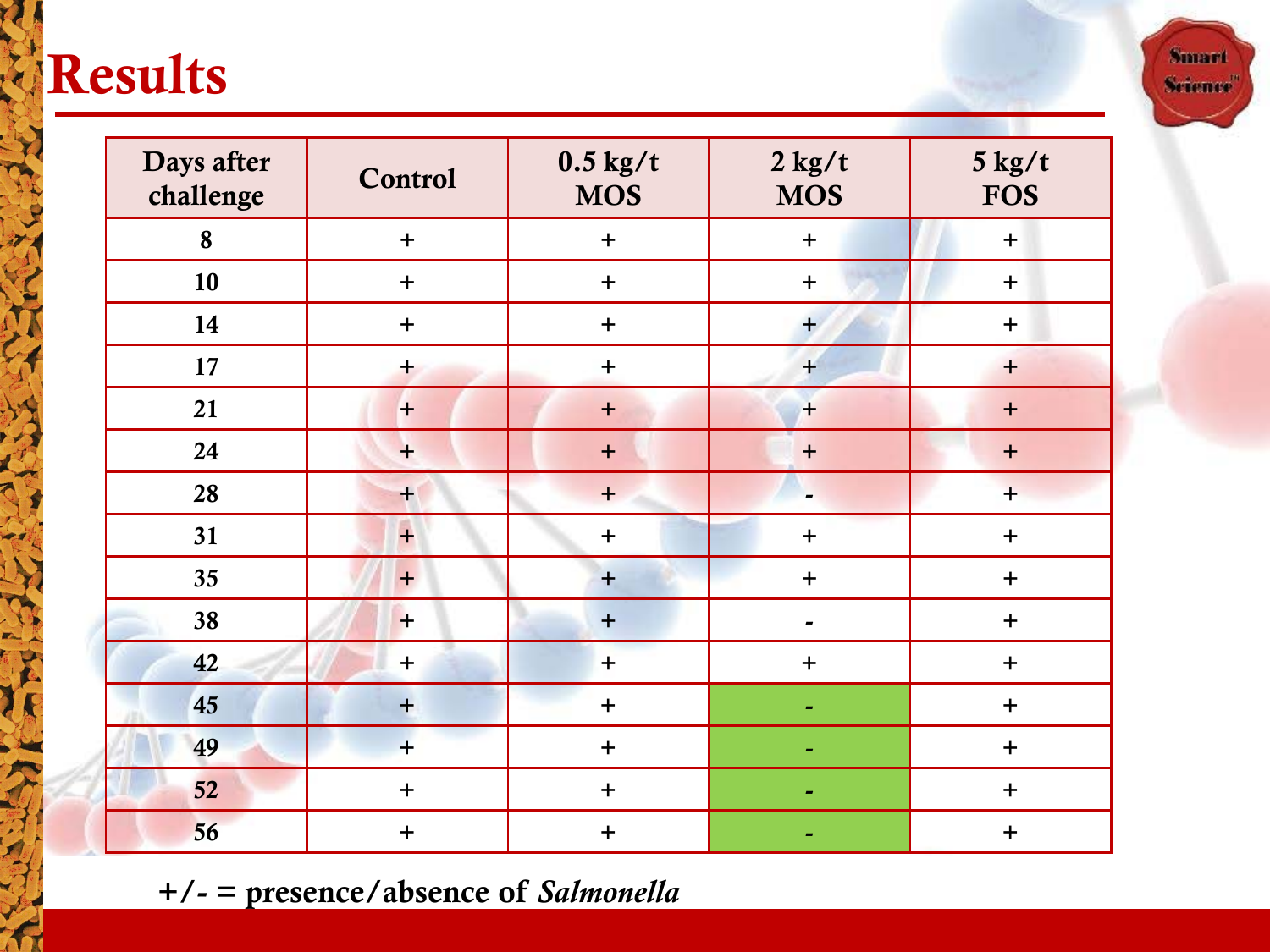# Results

| Days after challenge | Control | 0.5 kg/t MOS | 2 kg/t MOS | 5 kg/t FOS |
|---|---|---|---|---|
| 8 | + | + | + | + |
| 10 | + | + | + | + |
| 14 | + | + | + | + |
| 17 | + | + | + | + |
| 21 | + | + | + | + |
| 24 | + | + | + | + |
| 28 | + | + | - | + |
| 31 | + | + | + | + |
| 35 | + | + | + | + |
| 38 | + | + | - | + |
| 42 | + | + | + | + |
| 45 | + | + | - | + |
| 49 | + | + | - | + |
| 52 | + | + | - | + |
| 56 | + | + | - | + |

+/- = presence/absence of *Salmonella*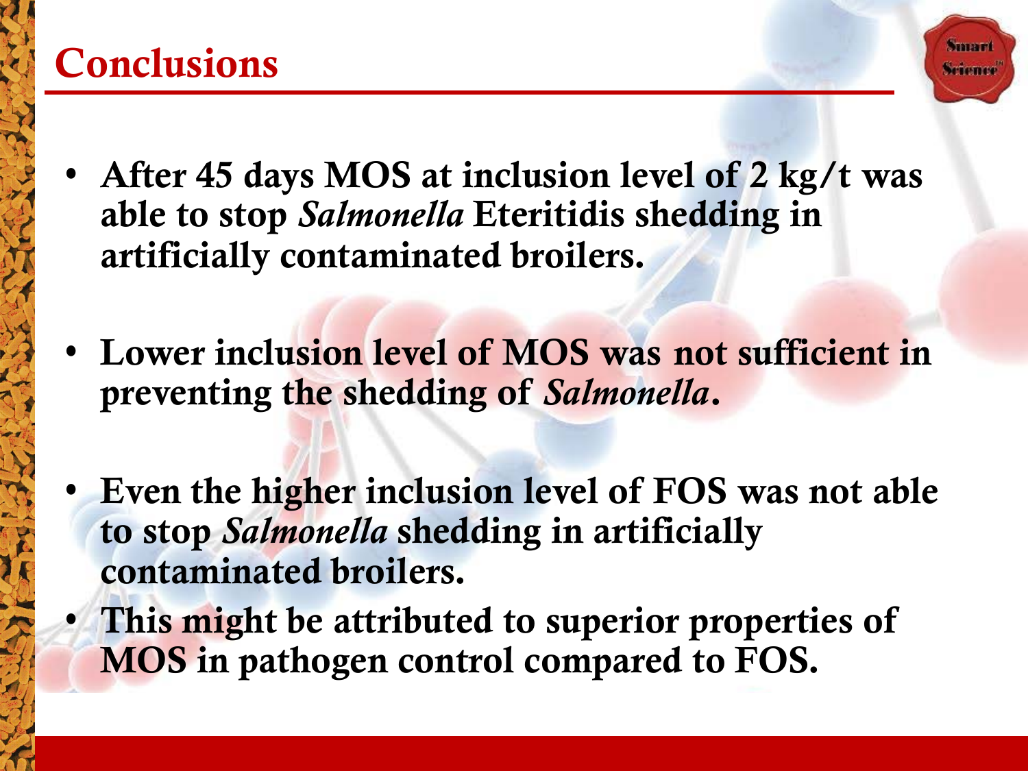# Conclusions

- **After 45 days MOS at inclusion level of 2 kg/t was able to stop *Salmonella* Eteritidis shedding in artificially contaminated broilers.**

- **Lower inclusion level of MOS was not sufficient in preventing the shedding of *Salmonella*.**

- **Even the higher inclusion level of FOS was not able to stop *Salmonella* shedding in artificially contaminated broilers.**
- **This might be attributed to superior properties of MOS in pathogen control compared to FOS.**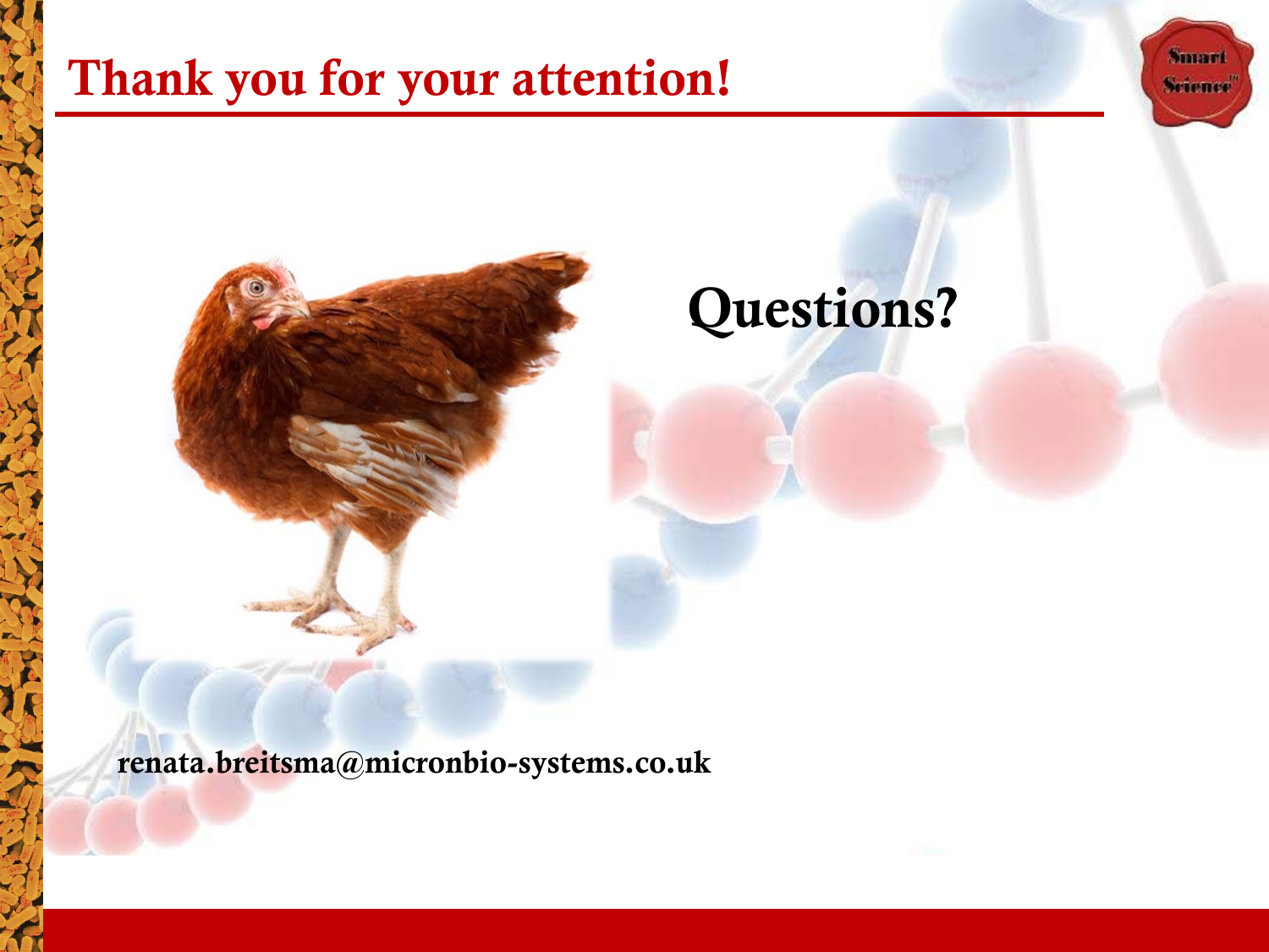# Thank you for your attention!

## Questions?

renata.breitsma@micronbio-systems.co.uk